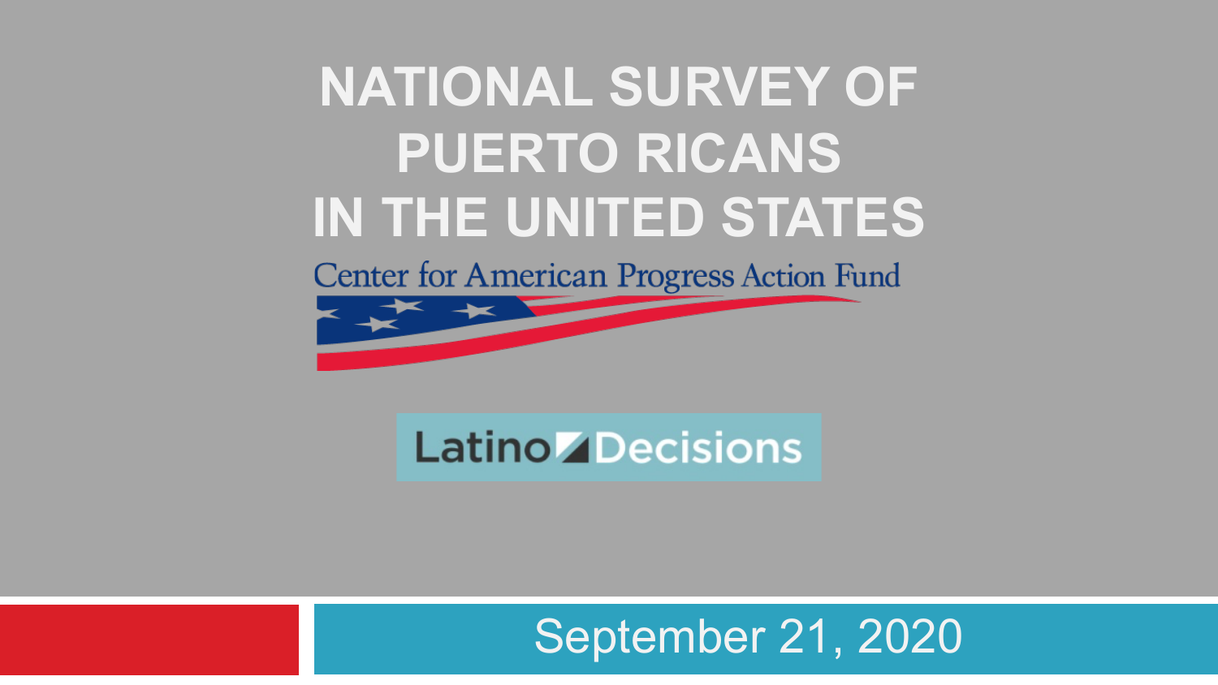# NATIONAL SURVEY OF PUERTO RICANS IN THE UNITED STATES

Center for American Progress Action Fund

Latino Decisions

September 21, 2020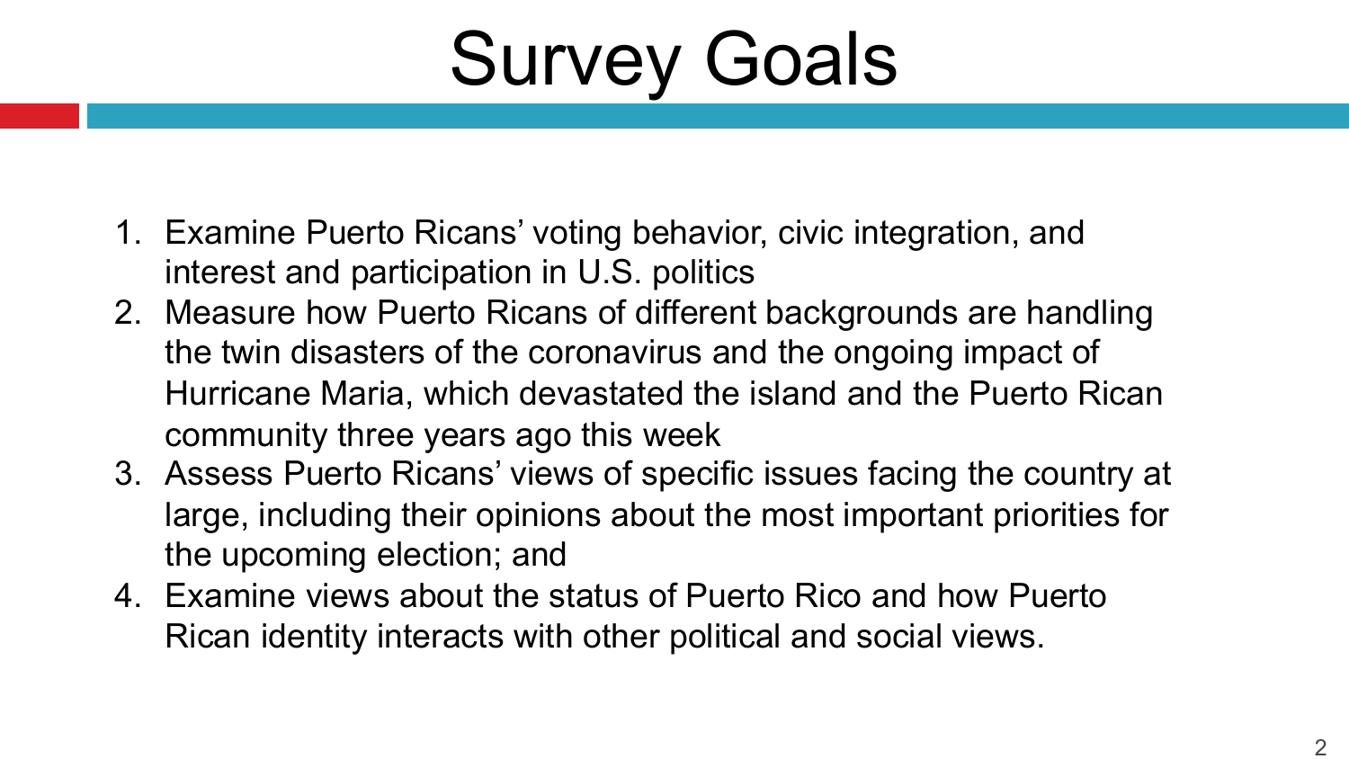# Survey Goals

1. Examine Puerto Ricans' voting behavior, civic integration, and interest and participation in U.S. politics
2. Measure how Puerto Ricans of different backgrounds are handling the twin disasters of the coronavirus and the ongoing impact of Hurricane Maria, which devastated the island and the Puerto Rican community three years ago this week
3. Assess Puerto Ricans' views of specific issues facing the country at large, including their opinions about the most important priorities for the upcoming election; and
4. Examine views about the status of Puerto Rico and how Puerto Rican identity interacts with other political and social views.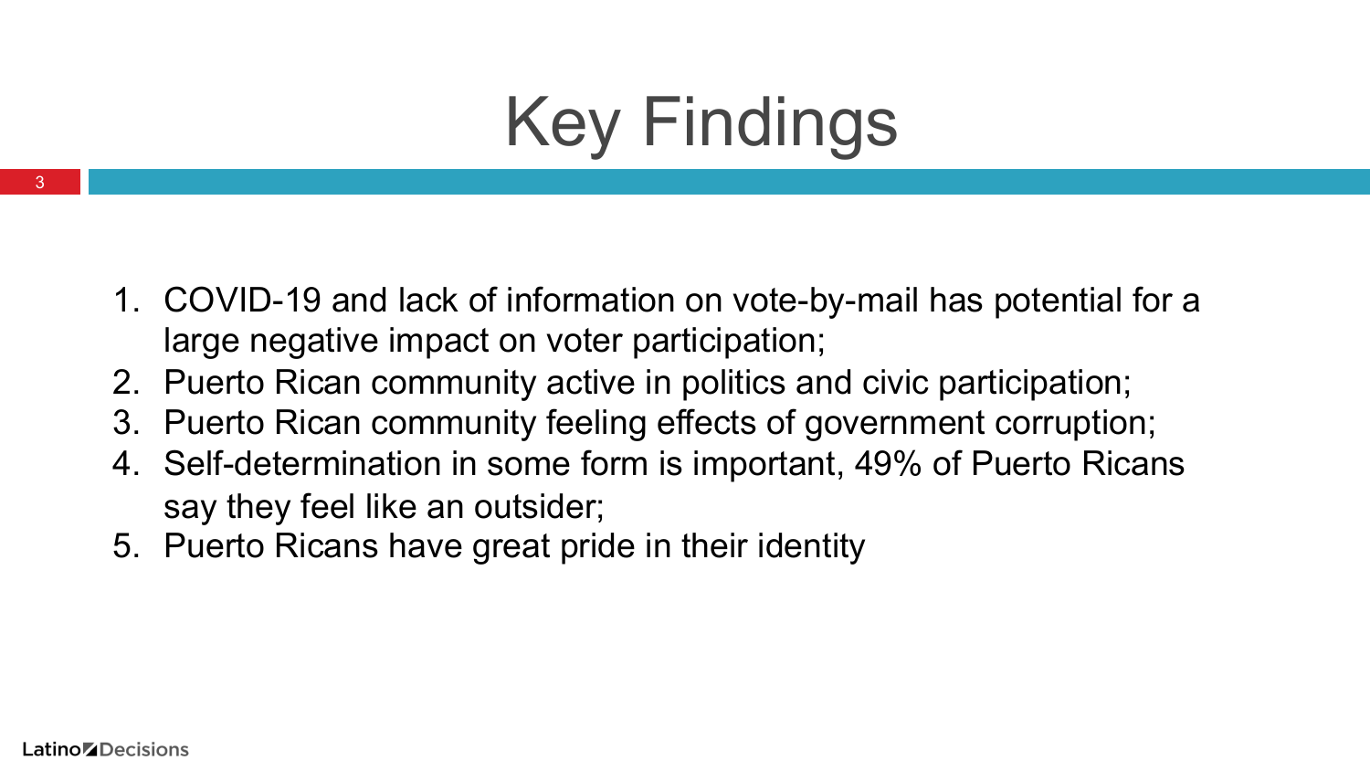# Key Findings

1. COVID-19 and lack of information on vote-by-mail has potential for a large negative impact on voter participation;
2. Puerto Rican community active in politics and civic participation;
3. Puerto Rican community feeling effects of government corruption;
4. Self-determination in some form is important, 49% of Puerto Ricans say they feel like an outsider;
5. Puerto Ricans have great pride in their identity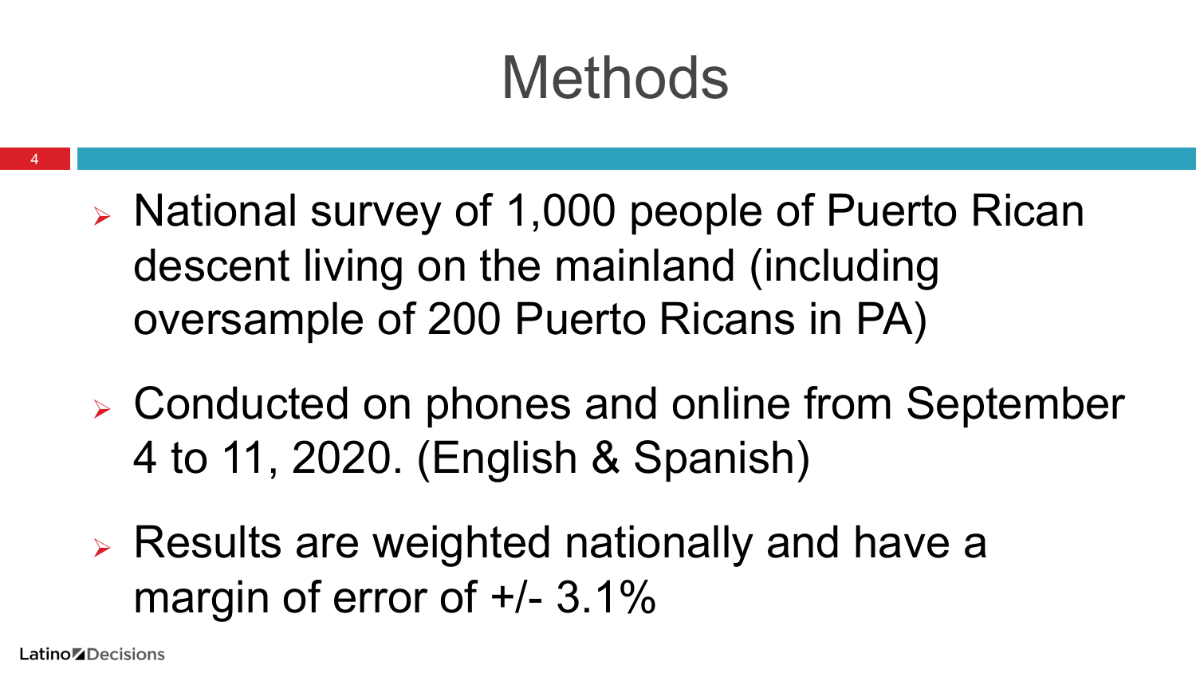# Methods

- National survey of 1,000 people of Puerto Rican descent living on the mainland (including oversample of 200 Puerto Ricans in PA)
- Conducted on phones and online from September 4 to 11, 2020. (English & Spanish)
- Results are weighted nationally and have a margin of error of +/- 3.1%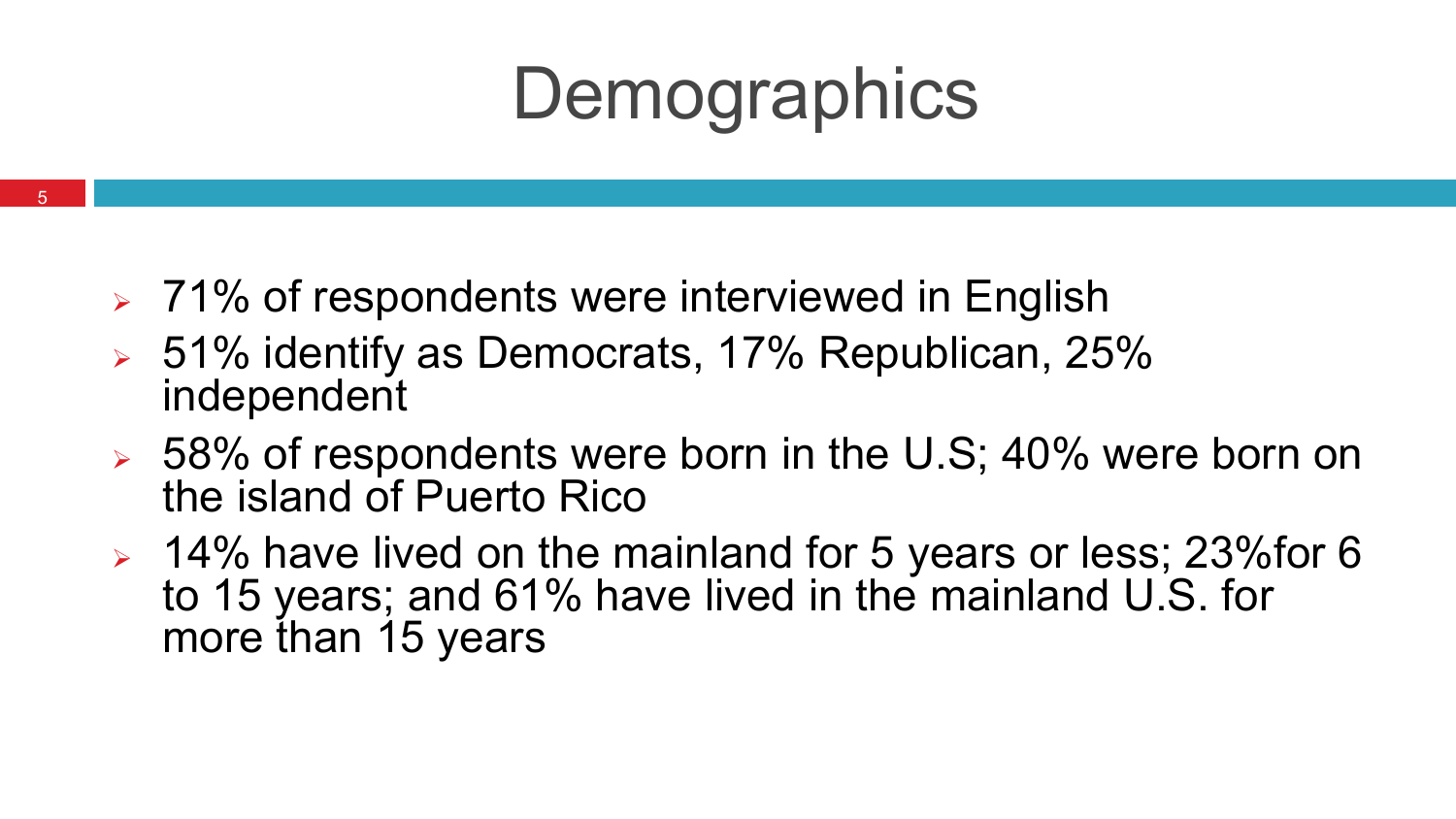# Demographics

- 71% of respondents were interviewed in English
- 51% identify as Democrats, 17% Republican, 25% independent
- 58% of respondents were born in the U.S; 40% were born on the island of Puerto Rico
- 14% have lived on the mainland for 5 years or less; 23%for 6 to 15 years; and 61% have lived in the mainland U.S. for more than 15 years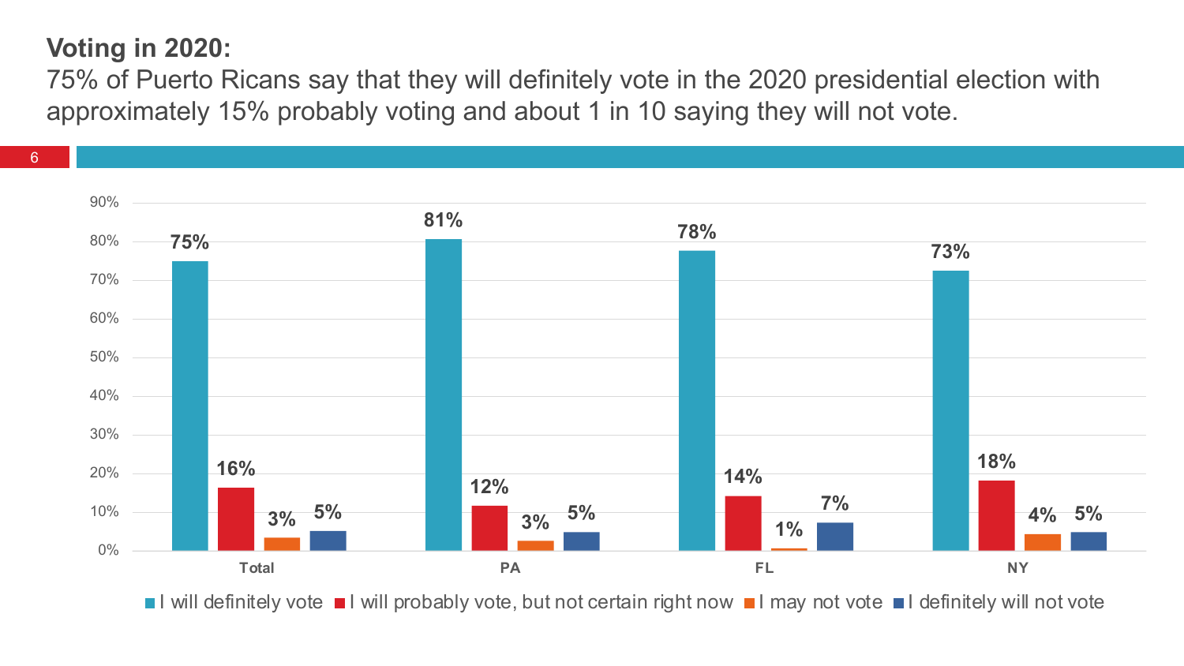## Voting in 2020:

75% of Puerto Ricans say that they will definitely vote in the 2020 presidential election with approximately 15% probably voting and about 1 in 10 saying they will not vote.

| | I will definitely vote | I will probably vote, but not certain right now | I may not vote | I definitely will not vote |
|---|---|---|---|---|
| Total | 75% | 16% | 3% | 5% |
| PA | 81% | 12% | 3% | 5% |
| FL | 78% | 14% | 1% | 7% |
| NY | 73% | 18% | 4% | 5% |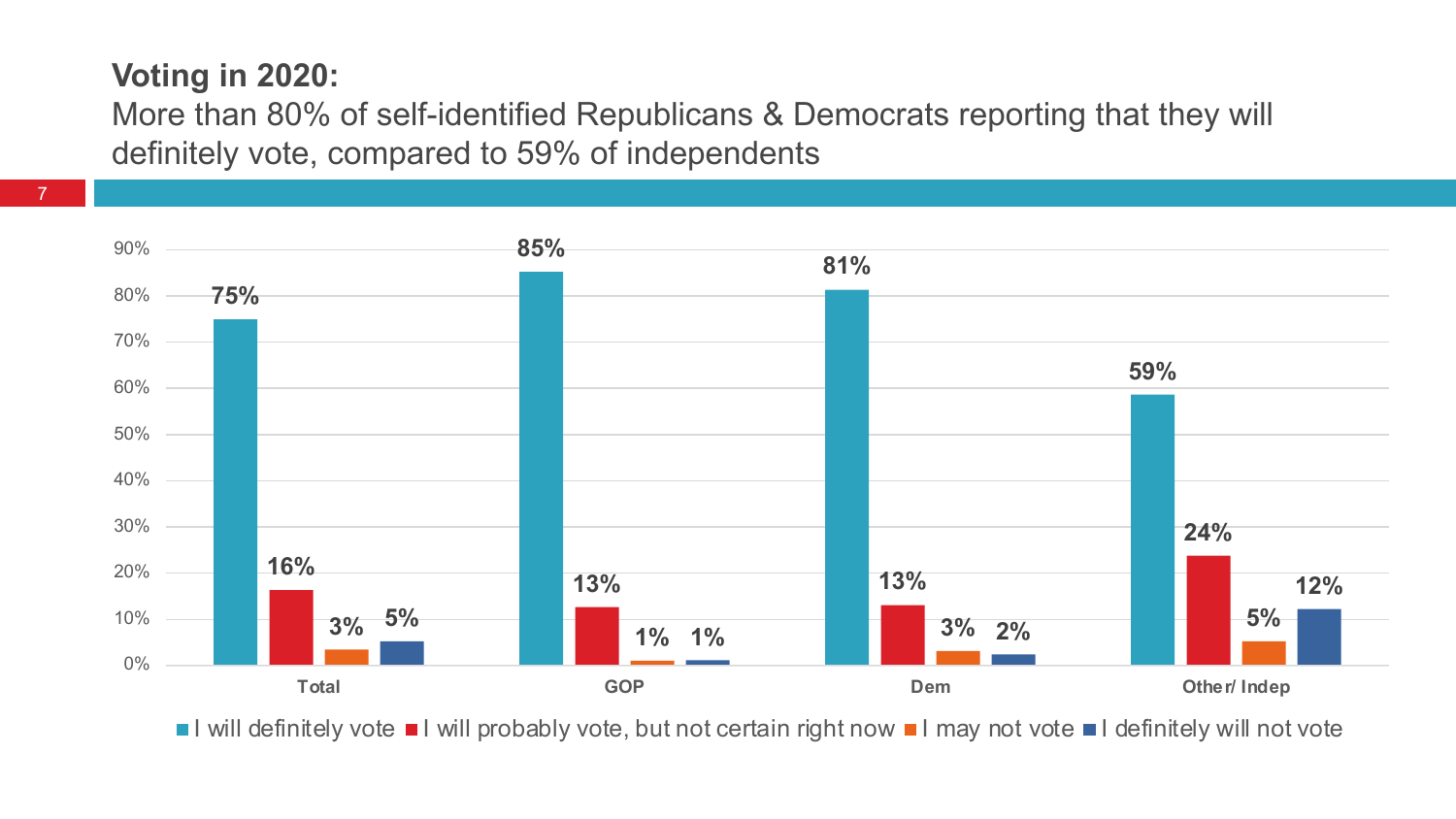## Voting in 2020:

More than 80% of self-identified Republicans & Democrats reporting that they will definitely vote, compared to 59% of independents

| | Total | GOP | Dem | Other/ Indep |
|---|---|---|---|---|
| I will definitely vote | 75% | 85% | 81% | 59% |
| I will probably vote, but not certain right now | 16% | 13% | 13% | 24% |
| I may not vote | 3% | 1% | 3% | 5% |
| I definitely will not vote | 5% | 1% | 2% | 12% |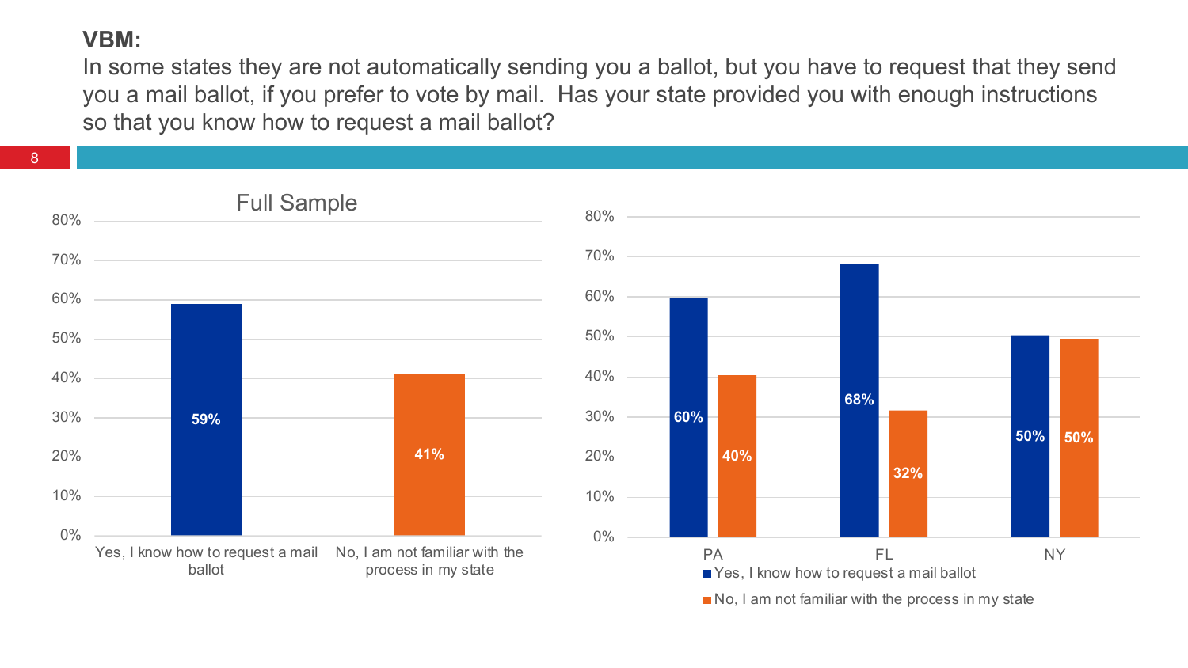**VBM:**

In some states they are not automatically sending you a ballot, but you have to request that they send you a mail ballot, if you prefer to vote by mail. Has your state provided you with enough instructions so that you know how to request a mail ballot?

### Full Sample

| Response | Full Sample |
|---|---|
| Yes, I know how to request a mail ballot | 59% |
| No, I am not familiar with the process in my state | 41% |

| Response | PA | FL | NY |
|---|---|---|---|
| Yes, I know how to request a mail ballot | 60% | 68% | 50% |
| No, I am not familiar with the process in my state | 40% | 32% | 50% |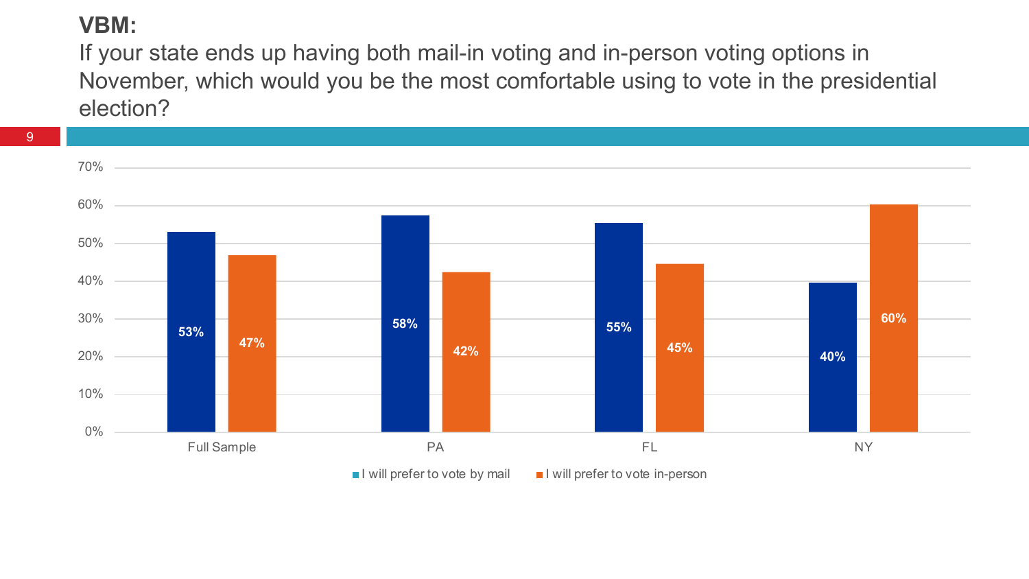# VBM:

If your state ends up having both mail-in voting and in-person voting options in November, which would you be the most comfortable using to vote in the presidential election?

| | I will prefer to vote by mail | I will prefer to vote in-person |
|---|---|---|
| Full Sample | 53% | 47% |
| PA | 58% | 42% |
| FL | 55% | 45% |
| NY | 40% | 60% |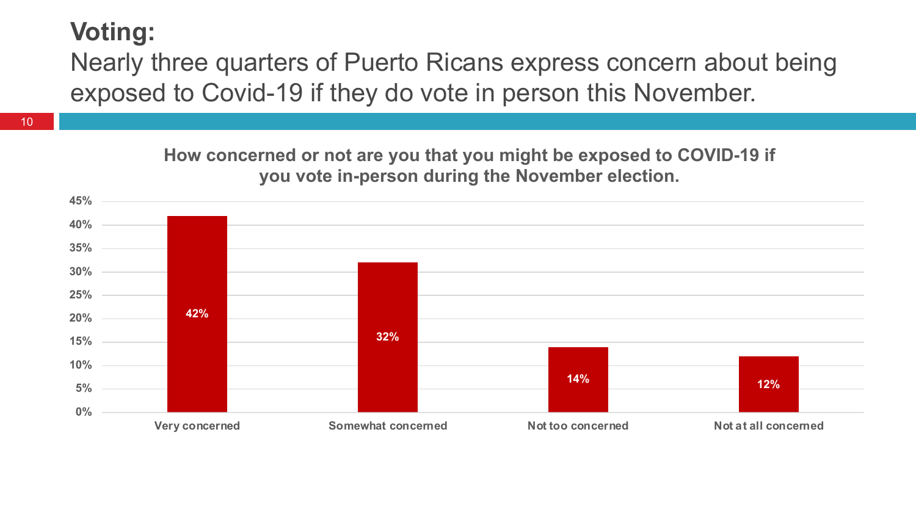# Voting:

Nearly three quarters of Puerto Ricans express concern about being exposed to Covid-19 if they do vote in person this November.

**How concerned or not are you that you might be exposed to COVID-19 if you vote in-person during the November election.**

| Response | Percentage |
|---|---|
| Very concerned | 42% |
| Somewhat concerned | 32% |
| Not too concerned | 14% |
| Not at all concerned | 12% |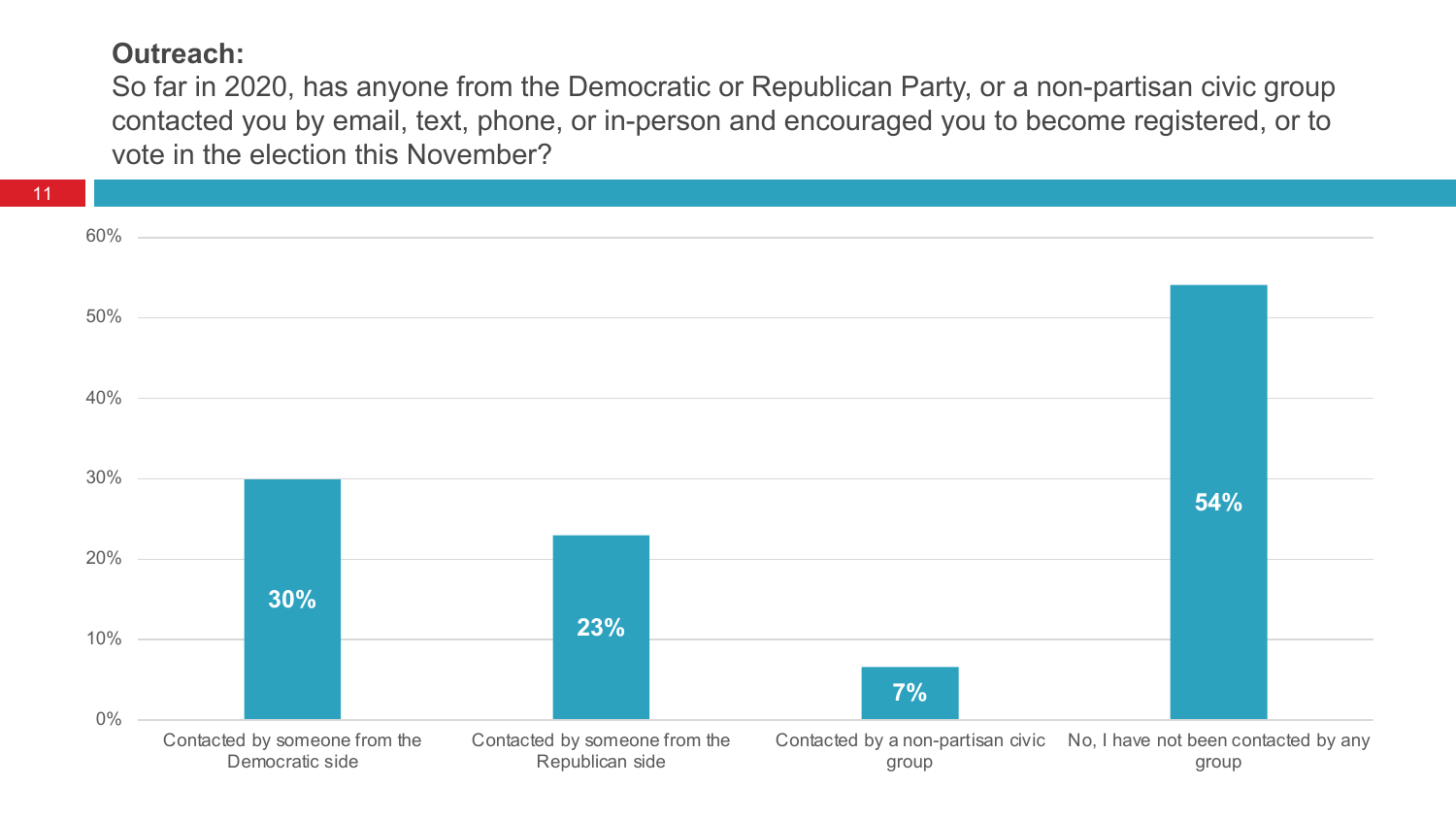**Outreach:**

So far in 2020, has anyone from the Democratic or Republican Party, or a non-partisan civic group contacted you by email, text, phone, or in-person and encouraged you to become registered, or to vote in the election this November?

| Response | Percent |
| --- | --- |
| Contacted by someone from the Democratic side | 30% |
| Contacted by someone from the Republican side | 23% |
| Contacted by a non-partisan civic group | 7% |
| No, I have not been contacted by any group | 54% |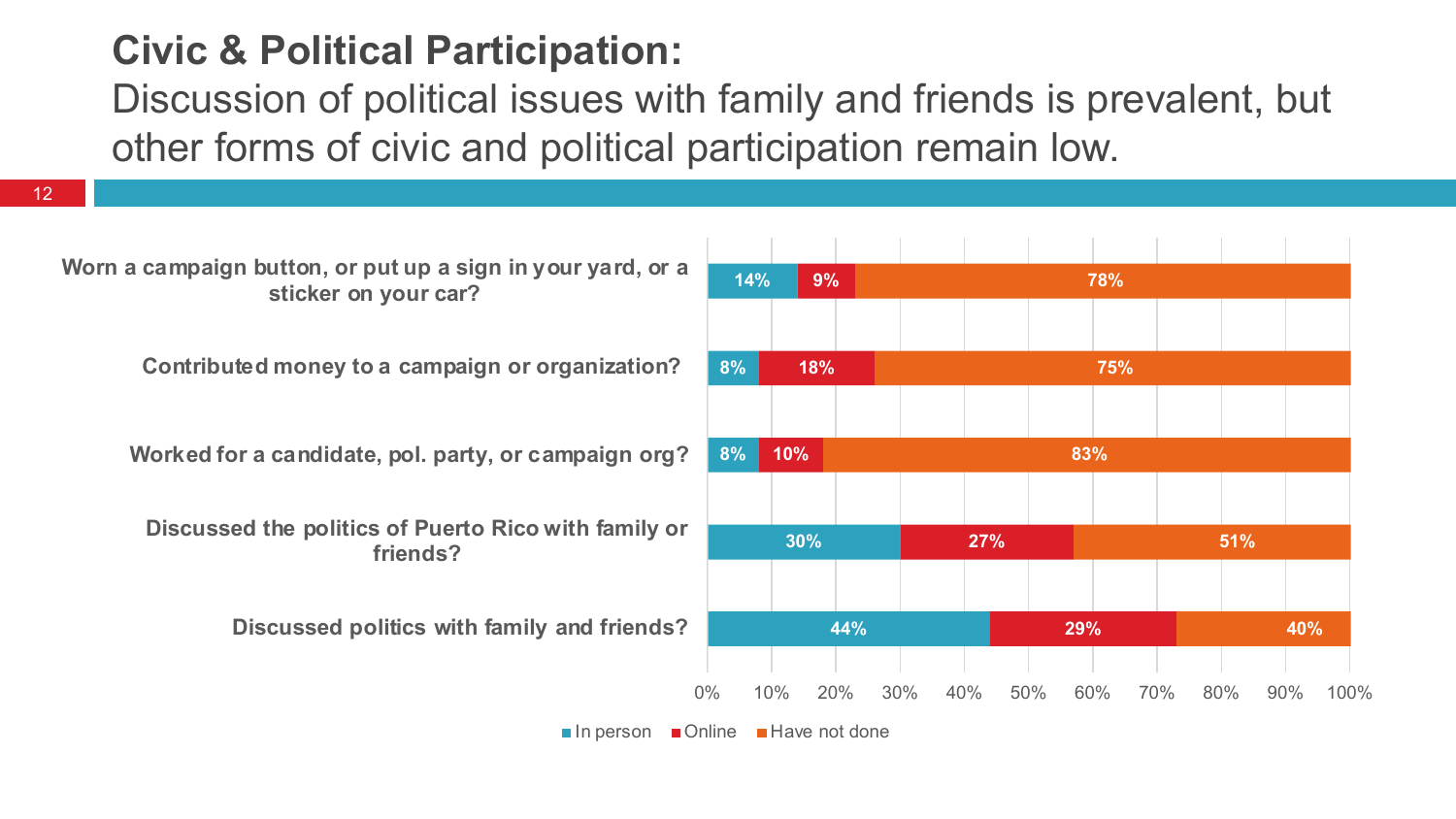# Civic & Political Participation:

Discussion of political issues with family and friends is prevalent, but other forms of civic and political participation remain low.

| | In person | Online | Have not done |
|---|---|---|---|
| Worn a campaign button, or put up a sign in your yard, or a sticker on your car? | 14% | 9% | 78% |
| Contributed money to a campaign or organization? | 8% | 18% | 75% |
| Worked for a candidate, pol. party, or campaign org? | 8% | 10% | 83% |
| Discussed the politics of Puerto Rico with family or friends? | 30% | 27% | 51% |
| Discussed politics with family and friends? | 44% | 29% | 40% |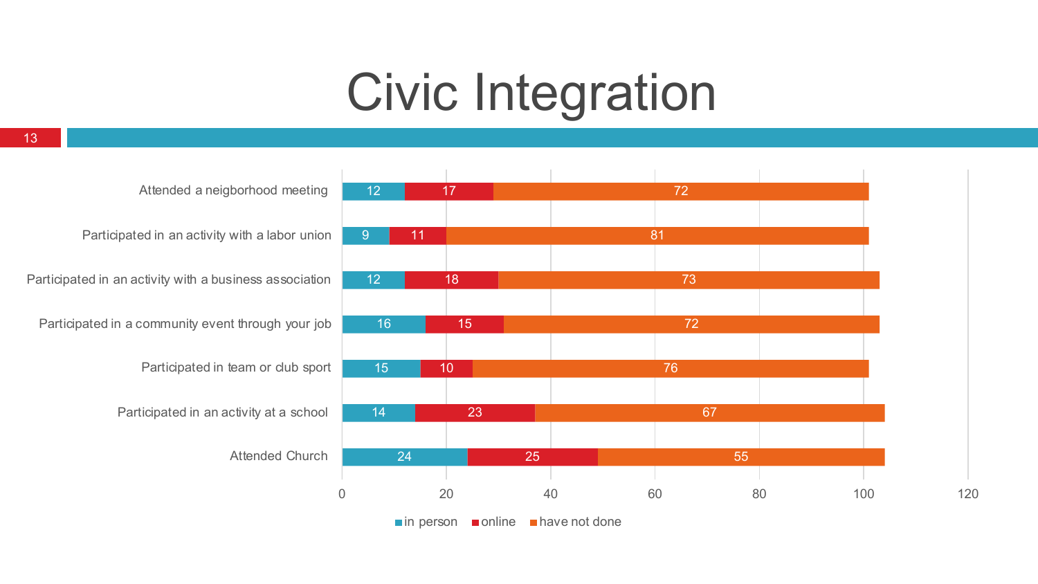# Civic Integration

| | in person | online | have not done |
|---|---|---|---|
| Attended a neigborhood meeting | 12 | 17 | 72 |
| Participated in an activity with a labor union | 9 | 11 | 81 |
| Participated in an activity with a business association | 12 | 18 | 73 |
| Participated in a community event through your job | 16 | 15 | 72 |
| Participated in team or club sport | 15 | 10 | 76 |
| Participated in an activity at a school | 14 | 23 | 67 |
| Attended Church | 24 | 25 | 55 |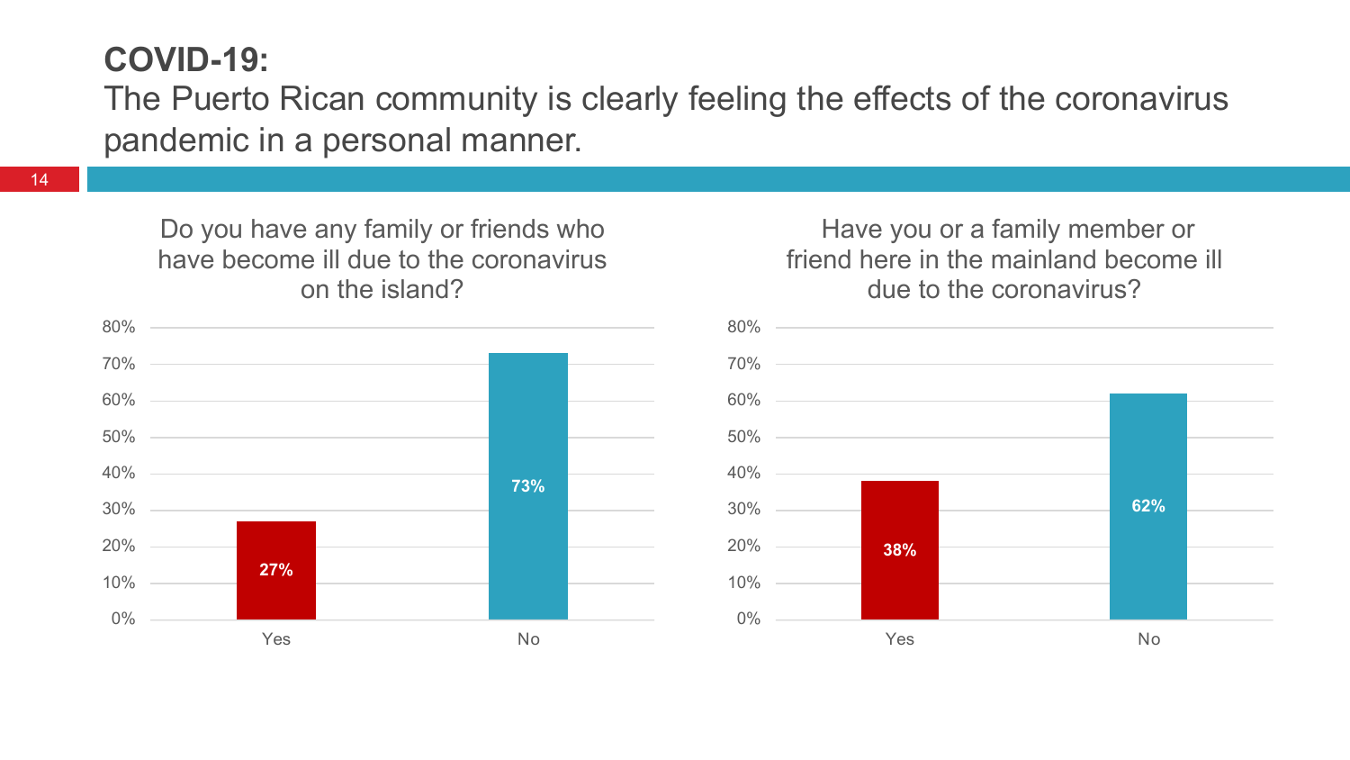# COVID-19:

The Puerto Rican community is clearly feeling the effects of the coronavirus pandemic in a personal manner.

### Do you have any family or friends who have become ill due to the coronavirus on the island?

| Response | Percentage |
| --- | --- |
| Yes | 27% |
| No | 73% |

### Have you or a family member or friend here in the mainland become ill due to the coronavirus?

| Response | Percentage |
| --- | --- |
| Yes | 38% |
| No | 62% |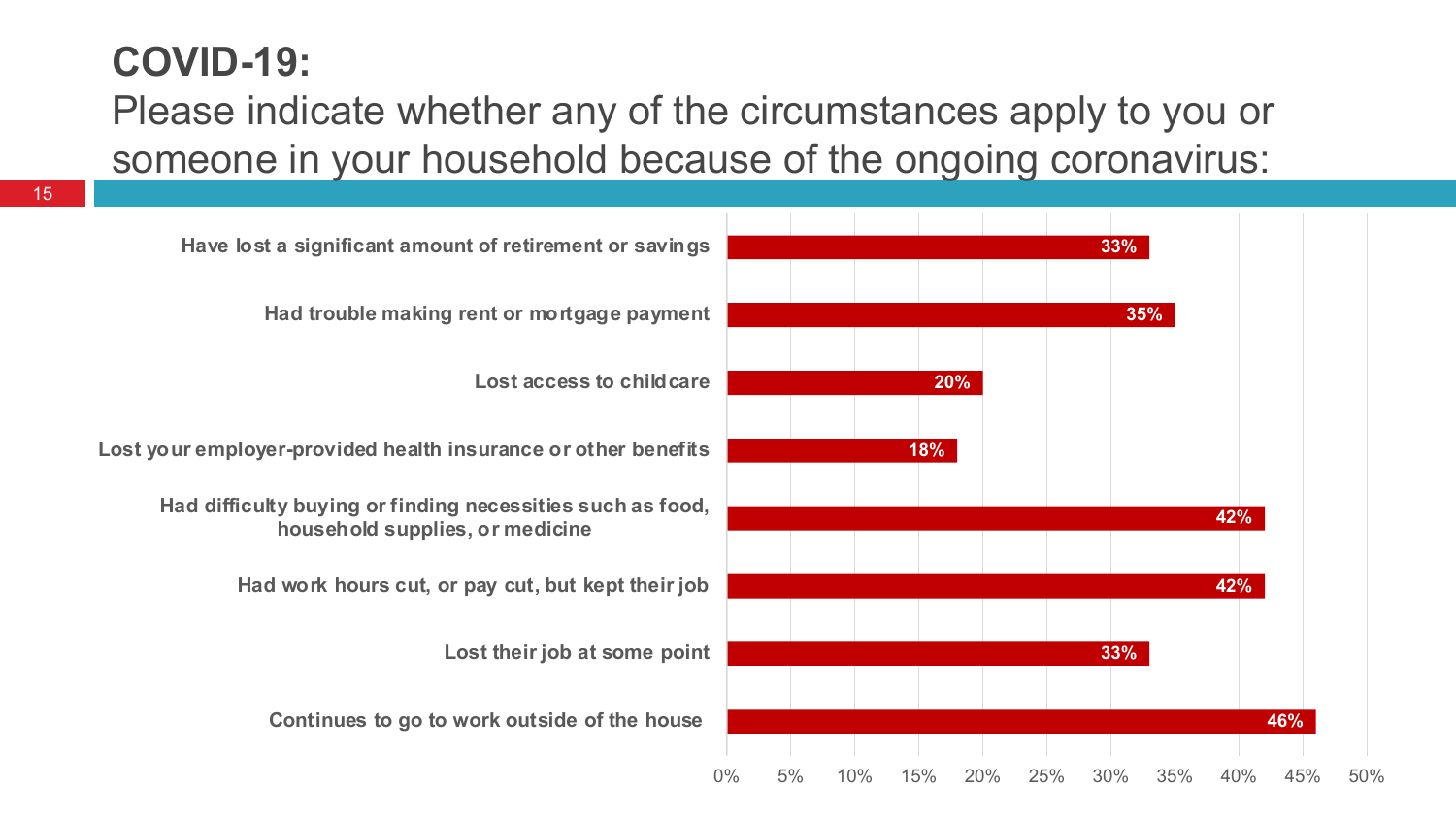# COVID-19:

Please indicate whether any of the circumstances apply to you or someone in your household because of the ongoing coronavirus:

| Circumstance | Percent |
| --- | --- |
| Have lost a significant amount of retirement or savings | 33% |
| Had trouble making rent or mortgage payment | 35% |
| Lost access to childcare | 20% |
| Lost your employer-provided health insurance or other benefits | 18% |
| Had difficulty buying or finding necessities such as food, household supplies, or medicine | 42% |
| Had work hours cut, or pay cut, but kept their job | 42% |
| Lost their job at some point | 33% |
| Continues to go to work outside of the house | 46% |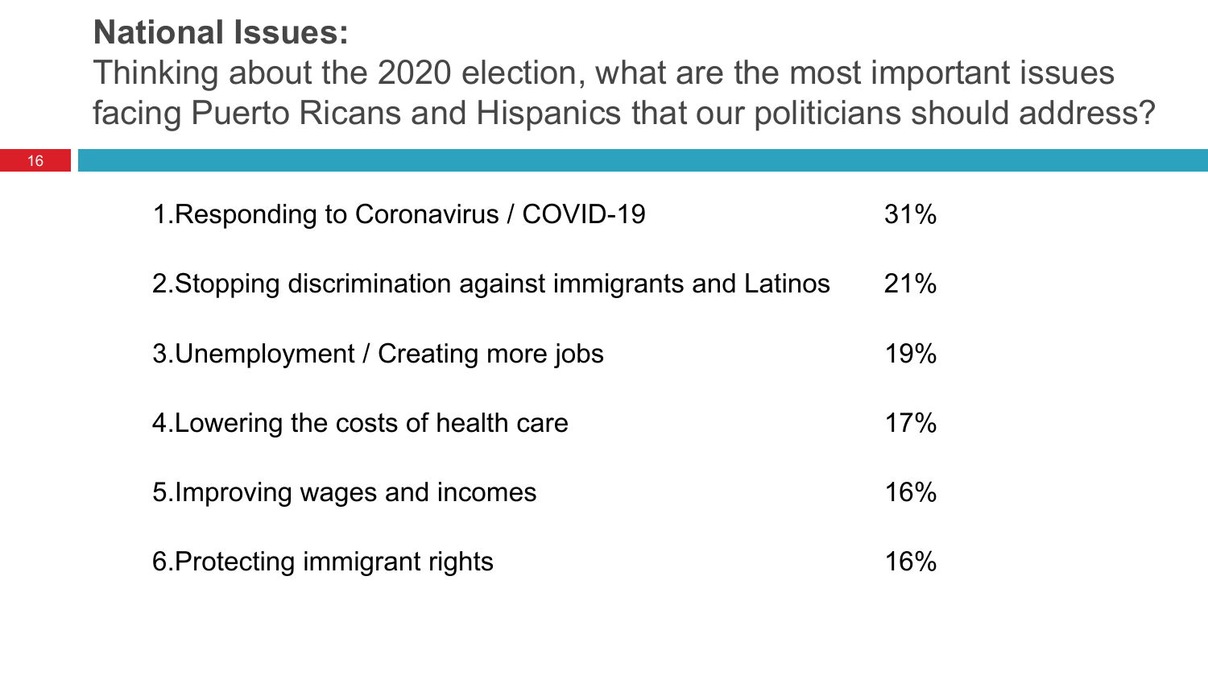## National Issues:

Thinking about the 2020 election, what are the most important issues facing Puerto Ricans and Hispanics that our politicians should address?

| Issue | % |
|---|---|
| 1. Responding to Coronavirus / COVID-19 | 31% |
| 2. Stopping discrimination against immigrants and Latinos | 21% |
| 3. Unemployment / Creating more jobs | 19% |
| 4. Lowering the costs of health care | 17% |
| 5. Improving wages and incomes | 16% |
| 6. Protecting immigrant rights | 16% |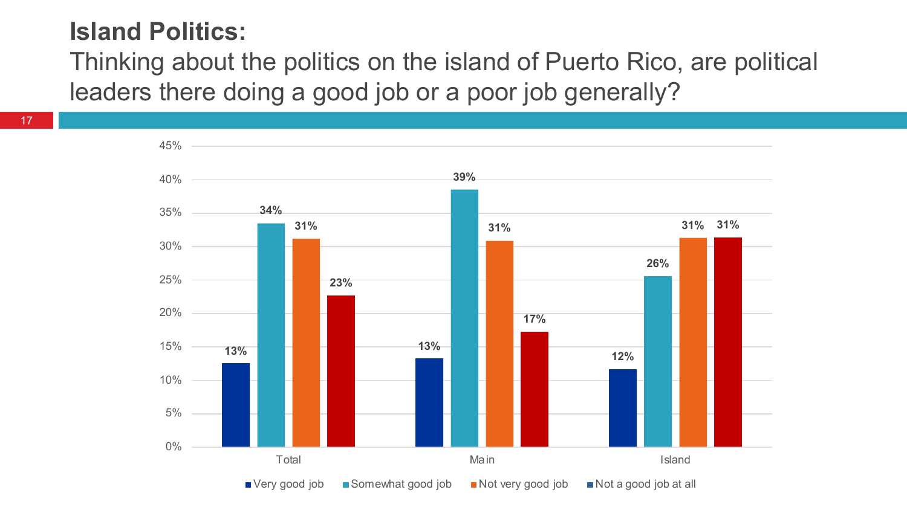# Island Politics:

Thinking about the politics on the island of Puerto Rico, are political leaders there doing a good job or a poor job generally?

| | Very good job | Somewhat good job | Not very good job | Not a good job at all |
|---|---|---|---|---|
| Total | 13% | 34% | 31% | 23% |
| Main | 13% | 39% | 31% | 17% |
| Island | 12% | 26% | 31% | 31% |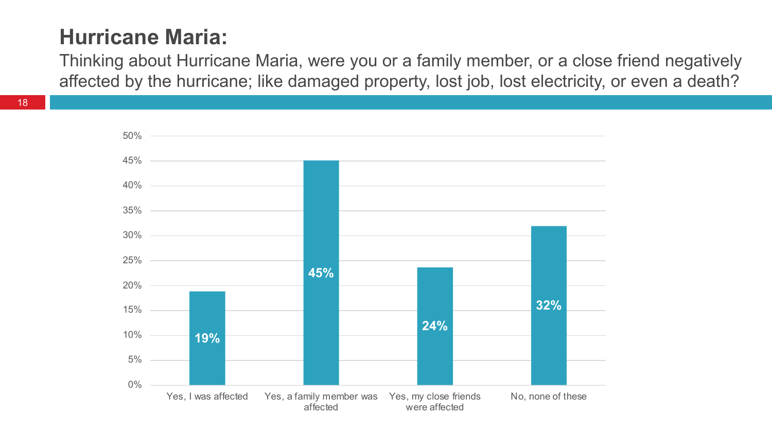## Hurricane Maria:

Thinking about Hurricane Maria, were you or a family member, or a close friend negatively affected by the hurricane; like damaged property, lost job, lost electricity, or even a death?

| Response | Percentage |
| --- | --- |
| Yes, I was affected | 19% |
| Yes, a family member was affected | 45% |
| Yes, my close friends were affected | 24% |
| No, none of these | 32% |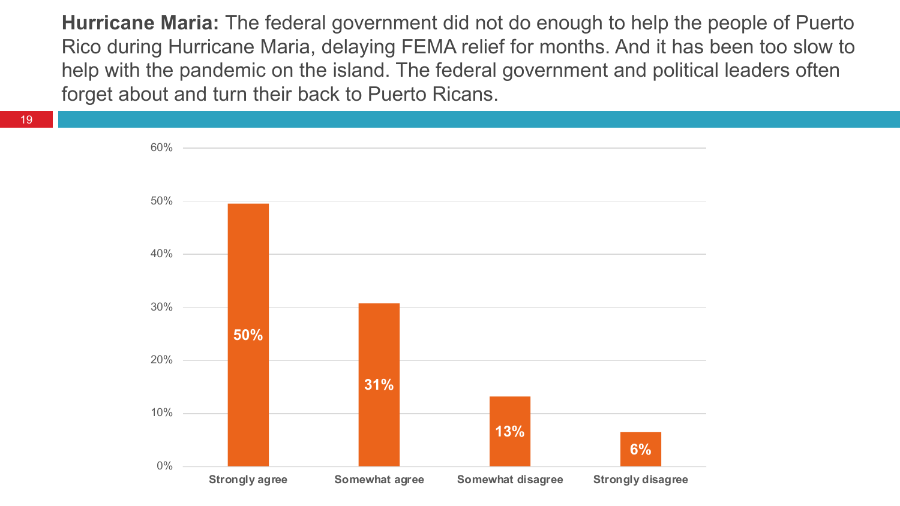**Hurricane Maria:** The federal government did not do enough to help the people of Puerto Rico during Hurricane Maria, delaying FEMA relief for months. And it has been too slow to help with the pandemic on the island. The federal government and political leaders often forget about and turn their back to Puerto Ricans.

| Response | Percentage |
| --- | --- |
| Strongly agree | 50% |
| Somewhat agree | 31% |
| Somewhat disagree | 13% |
| Strongly disagree | 6% |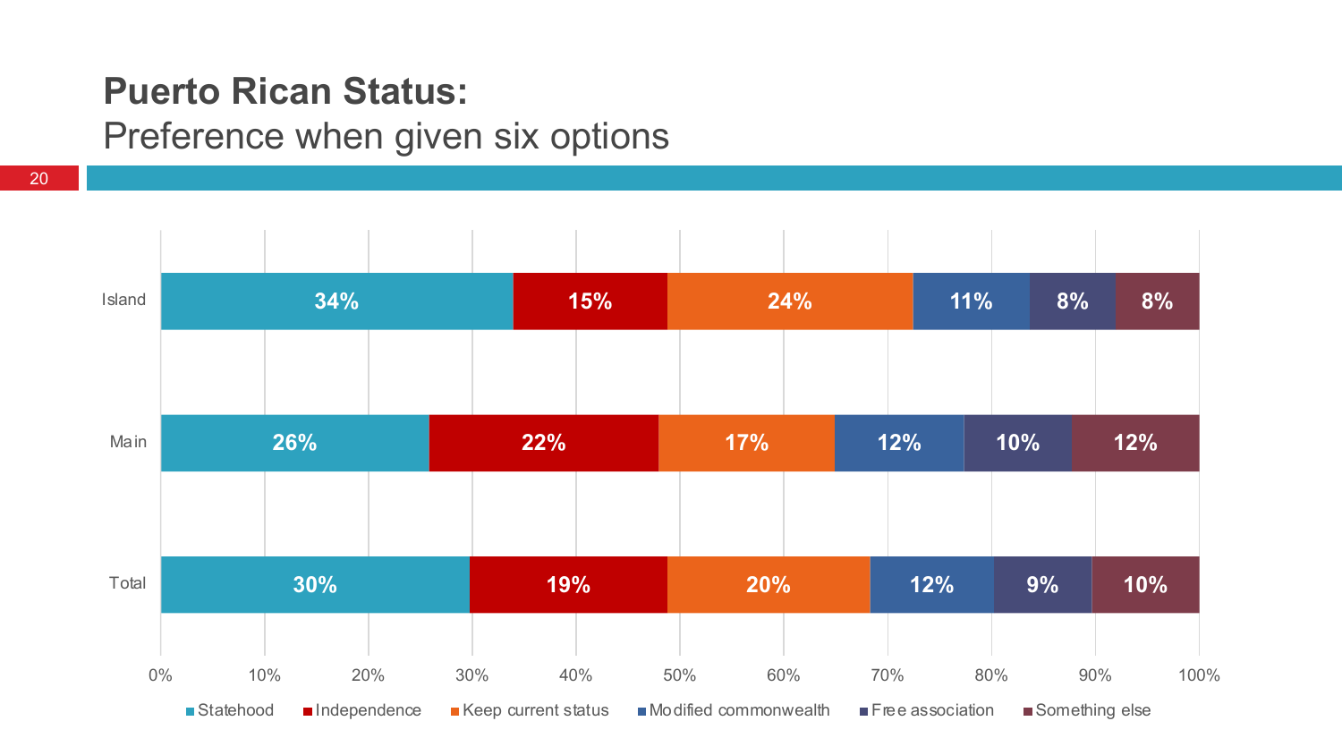# Puerto Rican Status:

## Preference when given six options

| | Statehood | Independence | Keep current status | Modified commonwealth | Free association | Something else |
|---|---|---|---|---|---|---|
| Island | 34% | 15% | 24% | 11% | 8% | 8% |
| Main | 26% | 22% | 17% | 12% | 10% | 12% |
| Total | 30% | 19% | 20% | 12% | 9% | 10% |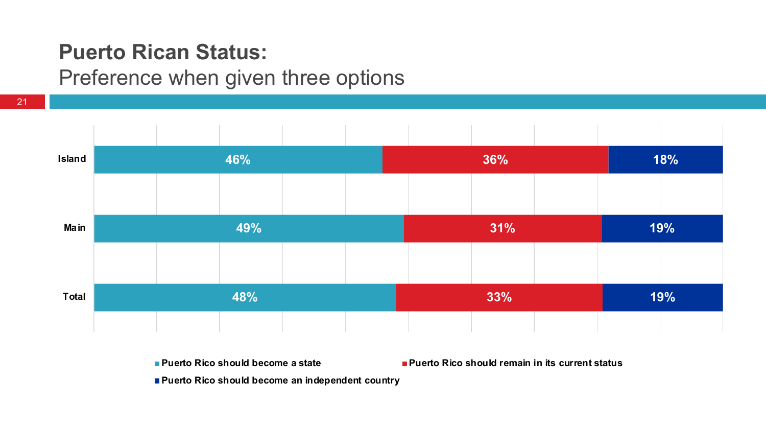# Puerto Rican Status:

## Preference when given three options

| | Puerto Rico should become a state | Puerto Rico should remain in its current status | Puerto Rico should become an independent country |
|---|---|---|---|
| Island | 46% | 36% | 18% |
| Main | 49% | 31% | 19% |
| Total | 48% | 33% | 19% |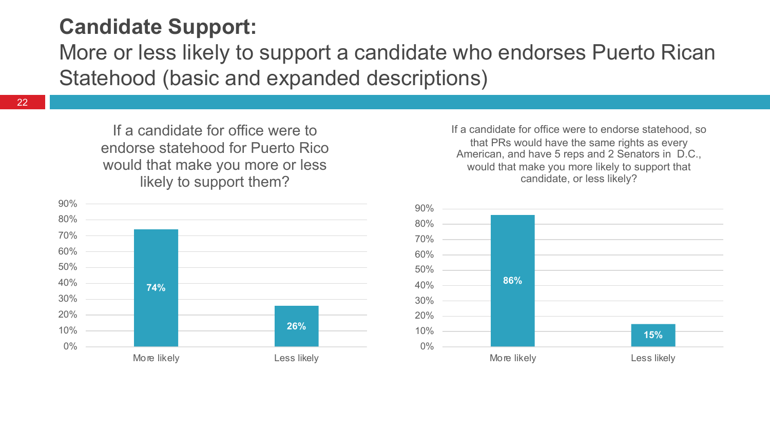# Candidate Support:

## More or less likely to support a candidate who endorses Puerto Rican Statehood (basic and expanded descriptions)

If a candidate for office were to endorse statehood for Puerto Rico would that make you more or less likely to support them?

| Response | Percent |
|---|---|
| More likely | 74% |
| Less likely | 26% |

If a candidate for office were to endorse statehood, so that PRs would have the same rights as every American, and have 5 reps and 2 Senators in D.C., would that make you more likely to support that candidate, or less likely?

| Response | Percent |
|---|---|
| More likely | 86% |
| Less likely | 15% |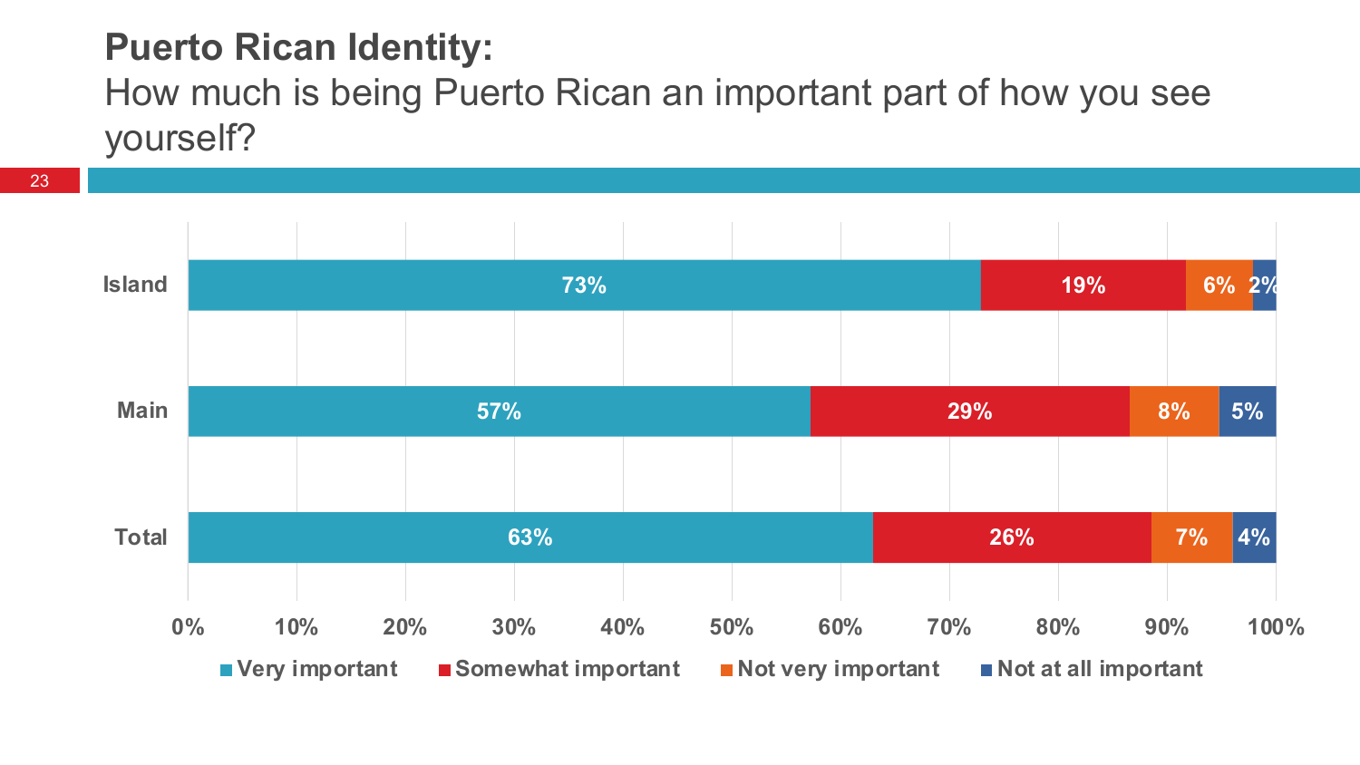# Puerto Rican Identity:

How much is being Puerto Rican an important part of how you see yourself?

Island
73%
19%
6%
2%

Main
57%
29%
8%
5%

Total
63%
26%
7%
4%

0% 10% 20% 30% 40% 50% 60% 70% 80% 90% 100%

Very important
Somewhat important
Not very important
Not at all important